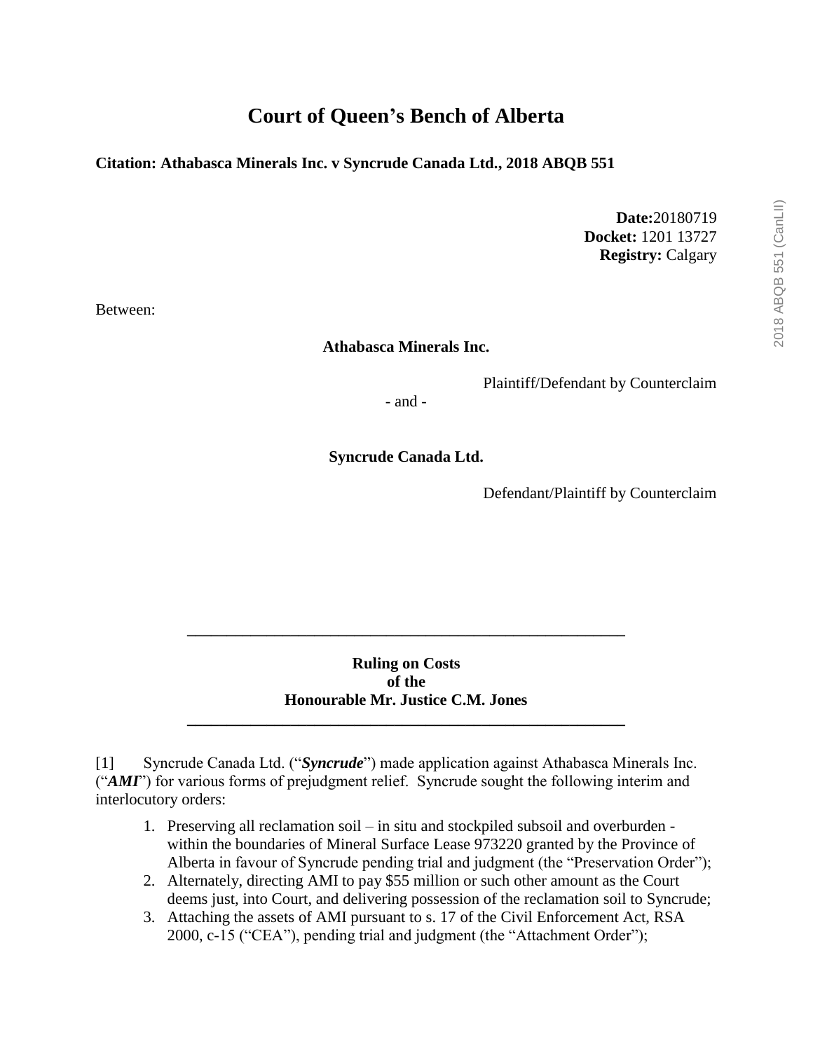# Court of Queen's Bench of Alberta

**Citation: Athabasca Minerals Inc. v Syncrude Canada Ltd., 2018 ABQB 551**

**Date:**20180719
**Docket:** 1201 13727
**Registry:** Calgary

Between:

**Athabasca Minerals Inc.**

Plaintiff/Defendant by Counterclaim

- and -

**Syncrude Canada Ltd.**

Defendant/Plaintiff by Counterclaim

---

**Ruling on Costs
of the
Honourable Mr. Justice C.M. Jones**

---

[1] Syncrude Canada Ltd. ("***Syncrude***") made application against Athabasca Minerals Inc. ("***AMI***") for various forms of prejudgment relief. Syncrude sought the following interim and interlocutory orders:

1. Preserving all reclamation soil – in situ and stockpiled subsoil and overburden - within the boundaries of Mineral Surface Lease 973220 granted by the Province of Alberta in favour of Syncrude pending trial and judgment (the "Preservation Order");
2. Alternately, directing AMI to pay $55 million or such other amount as the Court deems just, into Court, and delivering possession of the reclamation soil to Syncrude;
3. Attaching the assets of AMI pursuant to s. 17 of the Civil Enforcement Act, RSA 2000, c-15 ("CEA"), pending trial and judgment (the "Attachment Order");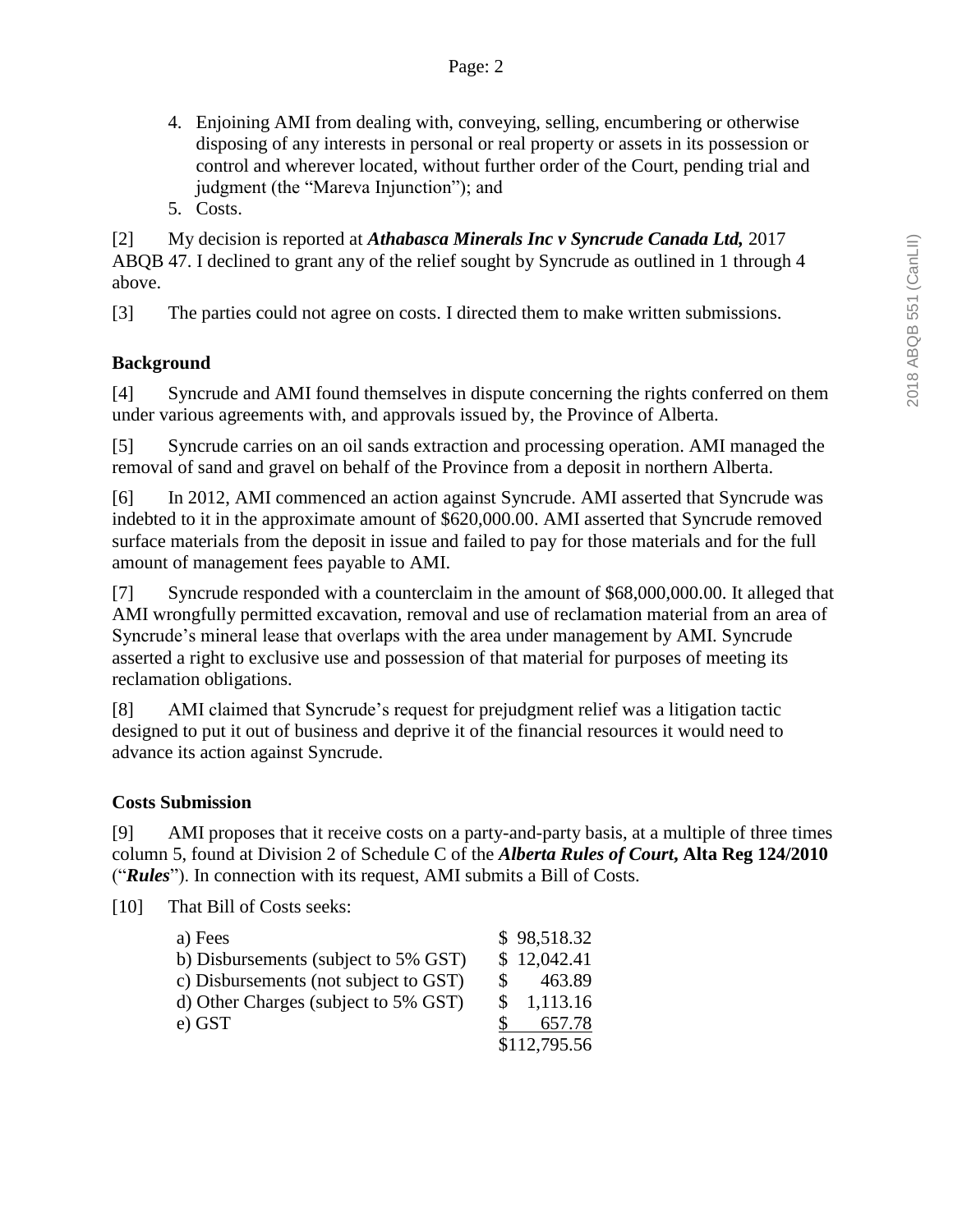4. Enjoining AMI from dealing with, conveying, selling, encumbering or otherwise disposing of any interests in personal or real property or assets in its possession or control and wherever located, without further order of the Court, pending trial and judgment (the "Mareva Injunction"); and
5. Costs.

[2] My decision is reported at ***Athabasca Minerals Inc v Syncrude Canada Ltd,*** 2017 ABQB 47. I declined to grant any of the relief sought by Syncrude as outlined in 1 through 4 above.

[3] The parties could not agree on costs. I directed them to make written submissions.

## Background

[4] Syncrude and AMI found themselves in dispute concerning the rights conferred on them under various agreements with, and approvals issued by, the Province of Alberta.

[5] Syncrude carries on an oil sands extraction and processing operation. AMI managed the removal of sand and gravel on behalf of the Province from a deposit in northern Alberta.

[6] In 2012, AMI commenced an action against Syncrude. AMI asserted that Syncrude was indebted to it in the approximate amount of $620,000.00. AMI asserted that Syncrude removed surface materials from the deposit in issue and failed to pay for those materials and for the full amount of management fees payable to AMI.

[7] Syncrude responded with a counterclaim in the amount of $68,000,000.00. It alleged that AMI wrongfully permitted excavation, removal and use of reclamation material from an area of Syncrude's mineral lease that overlaps with the area under management by AMI. Syncrude asserted a right to exclusive use and possession of that material for purposes of meeting its reclamation obligations.

[8] AMI claimed that Syncrude's request for prejudgment relief was a litigation tactic designed to put it out of business and deprive it of the financial resources it would need to advance its action against Syncrude.

## Costs Submission

[9] AMI proposes that it receive costs on a party-and-party basis, at a multiple of three times column 5, found at Division 2 of Schedule C of the ***Alberta Rules of Court*, Alta Reg 124/2010** ("***Rules***"). In connection with its request, AMI submits a Bill of Costs.

[10] That Bill of Costs seeks:

| | |
|---|---|
| a) Fees | $ 98,518.32 |
| b) Disbursements (subject to 5% GST) | $ 12,042.41 |
| c) Disbursements (not subject to GST) | $ 463.89 |
| d) Other Charges (subject to 5% GST) | $ 1,113.16 |
| e) GST | $ 657.78 |
| | $112,795.56 |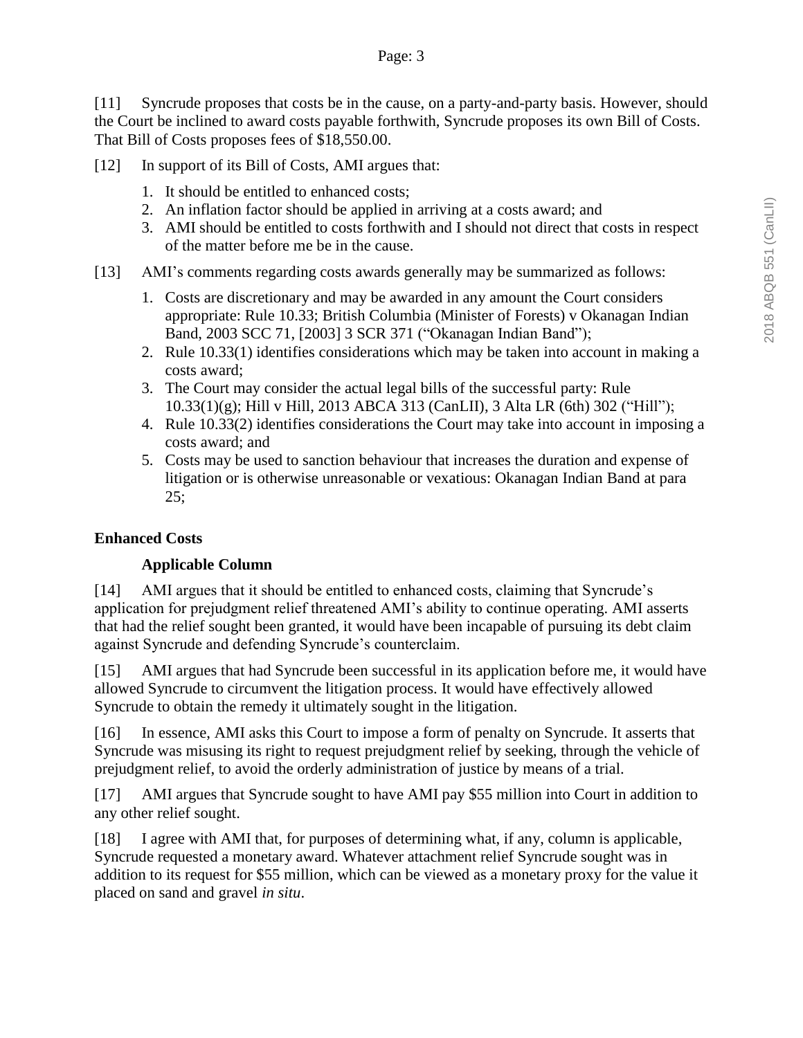[11] Syncrude proposes that costs be in the cause, on a party-and-party basis. However, should the Court be inclined to award costs payable forthwith, Syncrude proposes its own Bill of Costs. That Bill of Costs proposes fees of $18,550.00.

[12] In support of its Bill of Costs, AMI argues that:

1. It should be entitled to enhanced costs;
2. An inflation factor should be applied in arriving at a costs award; and
3. AMI should be entitled to costs forthwith and I should not direct that costs in respect of the matter before me be in the cause.

[13] AMI's comments regarding costs awards generally may be summarized as follows:

1. Costs are discretionary and may be awarded in any amount the Court considers appropriate: Rule 10.33; British Columbia (Minister of Forests) v Okanagan Indian Band, 2003 SCC 71, [2003] 3 SCR 371 ("Okanagan Indian Band");
2. Rule 10.33(1) identifies considerations which may be taken into account in making a costs award;
3. The Court may consider the actual legal bills of the successful party: Rule 10.33(1)(g); Hill v Hill, 2013 ABCA 313 (CanLII), 3 Alta LR (6th) 302 ("Hill");
4. Rule 10.33(2) identifies considerations the Court may take into account in imposing a costs award; and
5. Costs may be used to sanction behaviour that increases the duration and expense of litigation or is otherwise unreasonable or vexatious: Okanagan Indian Band at para 25;

**Enhanced Costs**

**Applicable Column**

[14] AMI argues that it should be entitled to enhanced costs, claiming that Syncrude's application for prejudgment relief threatened AMI's ability to continue operating. AMI asserts that had the relief sought been granted, it would have been incapable of pursuing its debt claim against Syncrude and defending Syncrude's counterclaim.

[15] AMI argues that had Syncrude been successful in its application before me, it would have allowed Syncrude to circumvent the litigation process. It would have effectively allowed Syncrude to obtain the remedy it ultimately sought in the litigation.

[16] In essence, AMI asks this Court to impose a form of penalty on Syncrude. It asserts that Syncrude was misusing its right to request prejudgment relief by seeking, through the vehicle of prejudgment relief, to avoid the orderly administration of justice by means of a trial.

[17] AMI argues that Syncrude sought to have AMI pay $55 million into Court in addition to any other relief sought.

[18] I agree with AMI that, for purposes of determining what, if any, column is applicable, Syncrude requested a monetary award. Whatever attachment relief Syncrude sought was in addition to its request for $55 million, which can be viewed as a monetary proxy for the value it placed on sand and gravel *in situ*.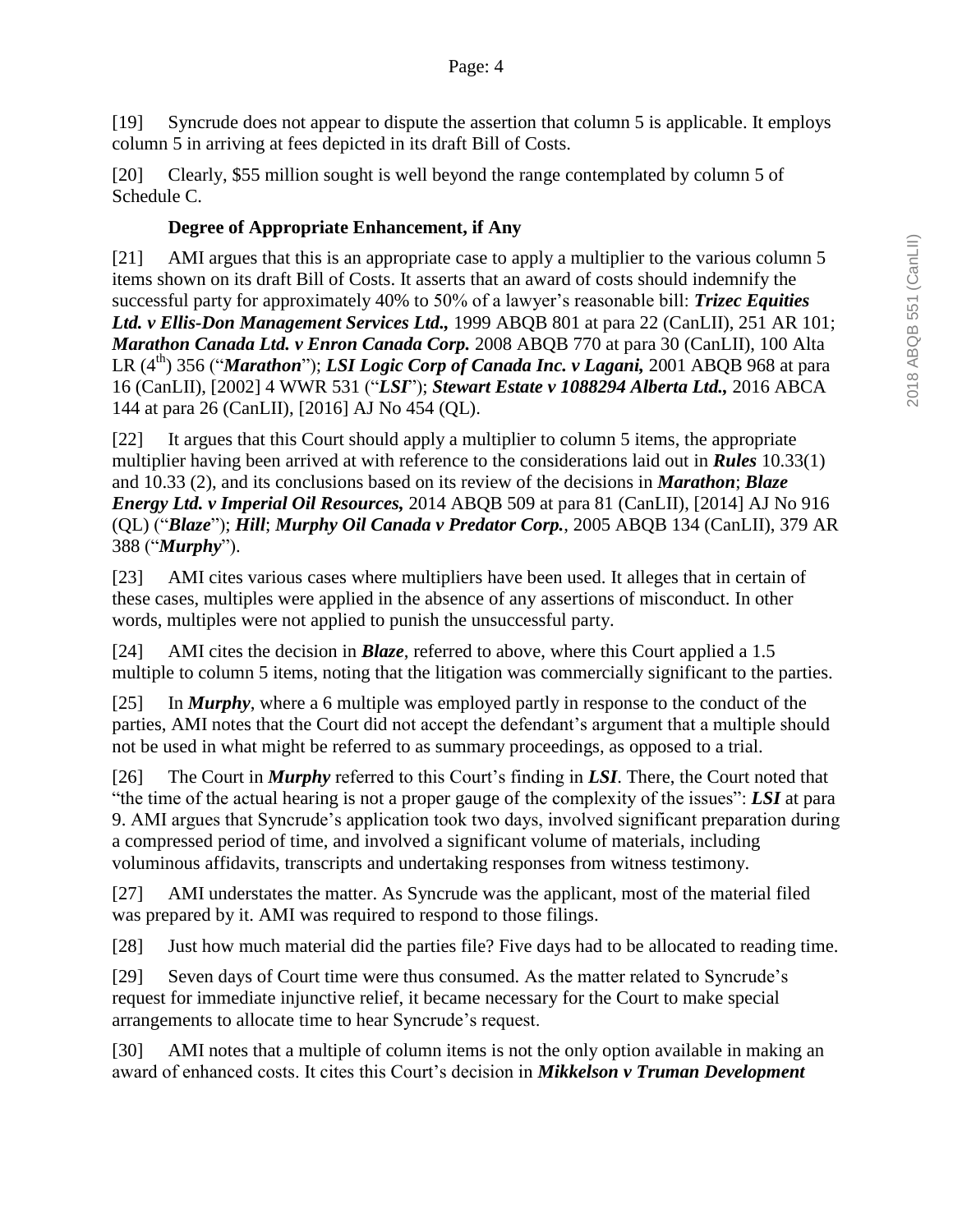[19] Syncrude does not appear to dispute the assertion that column 5 is applicable. It employs column 5 in arriving at fees depicted in its draft Bill of Costs.

[20] Clearly, $55 million sought is well beyond the range contemplated by column 5 of Schedule C.

### Degree of Appropriate Enhancement, if Any

[21] AMI argues that this is an appropriate case to apply a multiplier to the various column 5 items shown on its draft Bill of Costs. It asserts that an award of costs should indemnify the successful party for approximately 40% to 50% of a lawyer's reasonable bill: ***Trizec Equities Ltd. v Ellis-Don Management Services Ltd.,*** 1999 ABQB 801 at para 22 (CanLII), 251 AR 101; ***Marathon Canada Ltd. v Enron Canada Corp.*** 2008 ABQB 770 at para 30 (CanLII), 100 Alta LR (4th) 356 ("***Marathon***"); ***LSI Logic Corp of Canada Inc. v Lagani,*** 2001 ABQB 968 at para 16 (CanLII), [2002] 4 WWR 531 ("***LSI***"); ***Stewart Estate v 1088294 Alberta Ltd.,*** 2016 ABCA 144 at para 26 (CanLII), [2016] AJ No 454 (QL).

[22] It argues that this Court should apply a multiplier to column 5 items, the appropriate multiplier having been arrived at with reference to the considerations laid out in ***Rules*** 10.33(1) and 10.33 (2), and its conclusions based on its review of the decisions in ***Marathon***; ***Blaze Energy Ltd. v Imperial Oil Resources,*** 2014 ABQB 509 at para 81 (CanLII), [2014] AJ No 916 (QL) ("***Blaze***"); ***Hill***; ***Murphy Oil Canada v Predator Corp.***, 2005 ABQB 134 (CanLII), 379 AR 388 ("***Murphy***").

[23] AMI cites various cases where multipliers have been used. It alleges that in certain of these cases, multiples were applied in the absence of any assertions of misconduct. In other words, multiples were not applied to punish the unsuccessful party.

[24] AMI cites the decision in ***Blaze***, referred to above, where this Court applied a 1.5 multiple to column 5 items, noting that the litigation was commercially significant to the parties.

[25] In ***Murphy***, where a 6 multiple was employed partly in response to the conduct of the parties, AMI notes that the Court did not accept the defendant's argument that a multiple should not be used in what might be referred to as summary proceedings, as opposed to a trial.

[26] The Court in ***Murphy*** referred to this Court's finding in ***LSI***. There, the Court noted that "the time of the actual hearing is not a proper gauge of the complexity of the issues": ***LSI*** at para 9. AMI argues that Syncrude's application took two days, involved significant preparation during a compressed period of time, and involved a significant volume of materials, including voluminous affidavits, transcripts and undertaking responses from witness testimony.

[27] AMI understates the matter. As Syncrude was the applicant, most of the material filed was prepared by it. AMI was required to respond to those filings.

[28] Just how much material did the parties file? Five days had to be allocated to reading time.

[29] Seven days of Court time were thus consumed. As the matter related to Syncrude's request for immediate injunctive relief, it became necessary for the Court to make special arrangements to allocate time to hear Syncrude's request.

[30] AMI notes that a multiple of column items is not the only option available in making an award of enhanced costs. It cites this Court's decision in ***Mikkelson v Truman Development***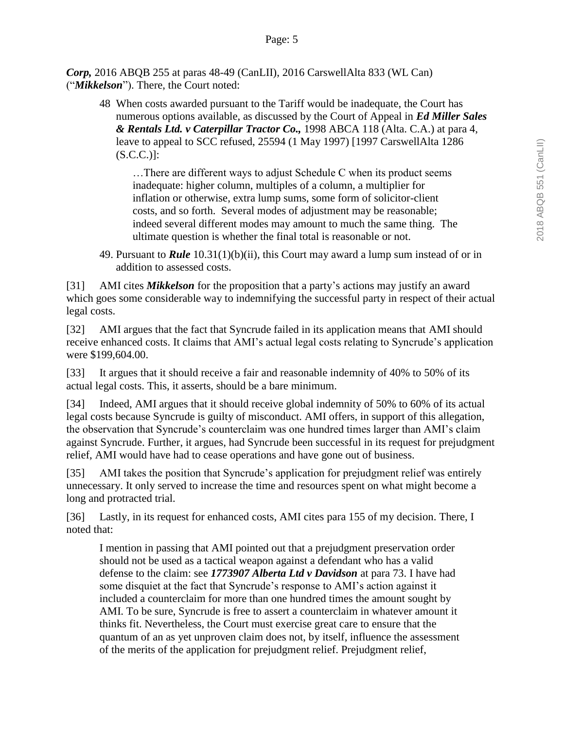***Corp,*** 2016 ABQB 255 at paras 48-49 (CanLII), 2016 CarswellAlta 833 (WL Can) ("***Mikkelson***"). There, the Court noted:

> 48 When costs awarded pursuant to the Tariff would be inadequate, the Court has numerous options available, as discussed by the Court of Appeal in ***Ed Miller Sales & Rentals Ltd. v Caterpillar Tractor Co.,*** 1998 ABCA 118 (Alta. C.A.) at para 4, leave to appeal to SCC refused, 25594 (1 May 1997) [1997 CarswellAlta 1286 (S.C.C.)]:
>
> > …There are different ways to adjust Schedule C when its product seems inadequate: higher column, multiples of a column, a multiplier for inflation or otherwise, extra lump sums, some form of solicitor-client costs, and so forth. Several modes of adjustment may be reasonable; indeed several different modes may amount to much the same thing. The ultimate question is whether the final total is reasonable or not.
>
> 49. Pursuant to ***Rule*** 10.31(1)(b)(ii), this Court may award a lump sum instead of or in addition to assessed costs.

[31] AMI cites ***Mikkelson*** for the proposition that a party's actions may justify an award which goes some considerable way to indemnifying the successful party in respect of their actual legal costs.

[32] AMI argues that the fact that Syncrude failed in its application means that AMI should receive enhanced costs. It claims that AMI's actual legal costs relating to Syncrude's application were $199,604.00.

[33] It argues that it should receive a fair and reasonable indemnity of 40% to 50% of its actual legal costs. This, it asserts, should be a bare minimum.

[34] Indeed, AMI argues that it should receive global indemnity of 50% to 60% of its actual legal costs because Syncrude is guilty of misconduct. AMI offers, in support of this allegation, the observation that Syncrude's counterclaim was one hundred times larger than AMI's claim against Syncrude. Further, it argues, had Syncrude been successful in its request for prejudgment relief, AMI would have had to cease operations and have gone out of business.

[35] AMI takes the position that Syncrude's application for prejudgment relief was entirely unnecessary. It only served to increase the time and resources spent on what might become a long and protracted trial.

[36] Lastly, in its request for enhanced costs, AMI cites para 155 of my decision. There, I noted that:

> I mention in passing that AMI pointed out that a prejudgment preservation order should not be used as a tactical weapon against a defendant who has a valid defense to the claim: see ***1773907 Alberta Ltd v Davidson*** at para 73. I have had some disquiet at the fact that Syncrude's response to AMI's action against it included a counterclaim for more than one hundred times the amount sought by AMI. To be sure, Syncrude is free to assert a counterclaim in whatever amount it thinks fit. Nevertheless, the Court must exercise great care to ensure that the quantum of an as yet unproven claim does not, by itself, influence the assessment of the merits of the application for prejudgment relief. Prejudgment relief,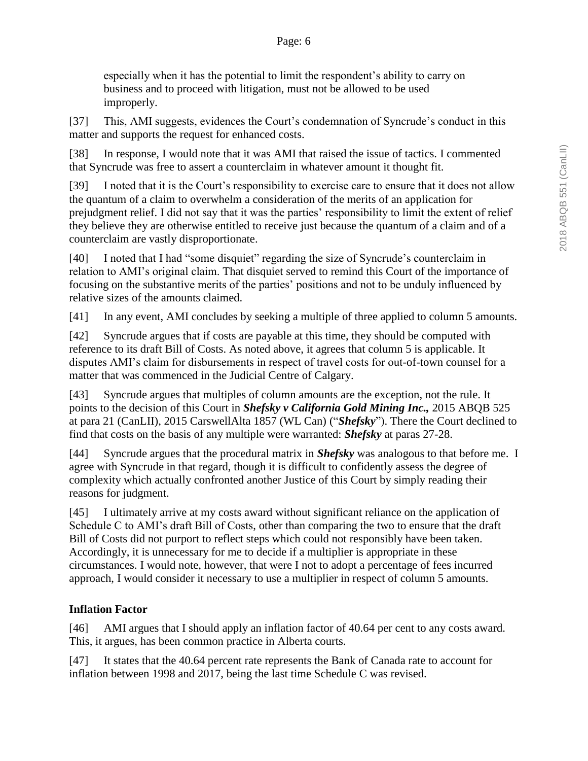especially when it has the potential to limit the respondent's ability to carry on business and to proceed with litigation, must not be allowed to be used improperly.

[37] This, AMI suggests, evidences the Court's condemnation of Syncrude's conduct in this matter and supports the request for enhanced costs.

[38] In response, I would note that it was AMI that raised the issue of tactics. I commented that Syncrude was free to assert a counterclaim in whatever amount it thought fit.

[39] I noted that it is the Court's responsibility to exercise care to ensure that it does not allow the quantum of a claim to overwhelm a consideration of the merits of an application for prejudgment relief. I did not say that it was the parties' responsibility to limit the extent of relief they believe they are otherwise entitled to receive just because the quantum of a claim and of a counterclaim are vastly disproportionate.

[40] I noted that I had "some disquiet" regarding the size of Syncrude's counterclaim in relation to AMI's original claim. That disquiet served to remind this Court of the importance of focusing on the substantive merits of the parties' positions and not to be unduly influenced by relative sizes of the amounts claimed.

[41] In any event, AMI concludes by seeking a multiple of three applied to column 5 amounts.

[42] Syncrude argues that if costs are payable at this time, they should be computed with reference to its draft Bill of Costs. As noted above, it agrees that column 5 is applicable. It disputes AMI's claim for disbursements in respect of travel costs for out-of-town counsel for a matter that was commenced in the Judicial Centre of Calgary.

[43] Syncrude argues that multiples of column amounts are the exception, not the rule. It points to the decision of this Court in ***Shefsky v California Gold Mining Inc.,*** 2015 ABQB 525 at para 21 (CanLII), 2015 CarswellAlta 1857 (WL Can) ("***Shefsky***"). There the Court declined to find that costs on the basis of any multiple were warranted: ***Shefsky*** at paras 27-28.

[44] Syncrude argues that the procedural matrix in ***Shefsky*** was analogous to that before me. I agree with Syncrude in that regard, though it is difficult to confidently assess the degree of complexity which actually confronted another Justice of this Court by simply reading their reasons for judgment.

[45] I ultimately arrive at my costs award without significant reliance on the application of Schedule C to AMI's draft Bill of Costs, other than comparing the two to ensure that the draft Bill of Costs did not purport to reflect steps which could not responsibly have been taken. Accordingly, it is unnecessary for me to decide if a multiplier is appropriate in these circumstances. I would note, however, that were I not to adopt a percentage of fees incurred approach, I would consider it necessary to use a multiplier in respect of column 5 amounts.

## Inflation Factor

[46] AMI argues that I should apply an inflation factor of 40.64 per cent to any costs award. This, it argues, has been common practice in Alberta courts.

[47] It states that the 40.64 percent rate represents the Bank of Canada rate to account for inflation between 1998 and 2017, being the last time Schedule C was revised.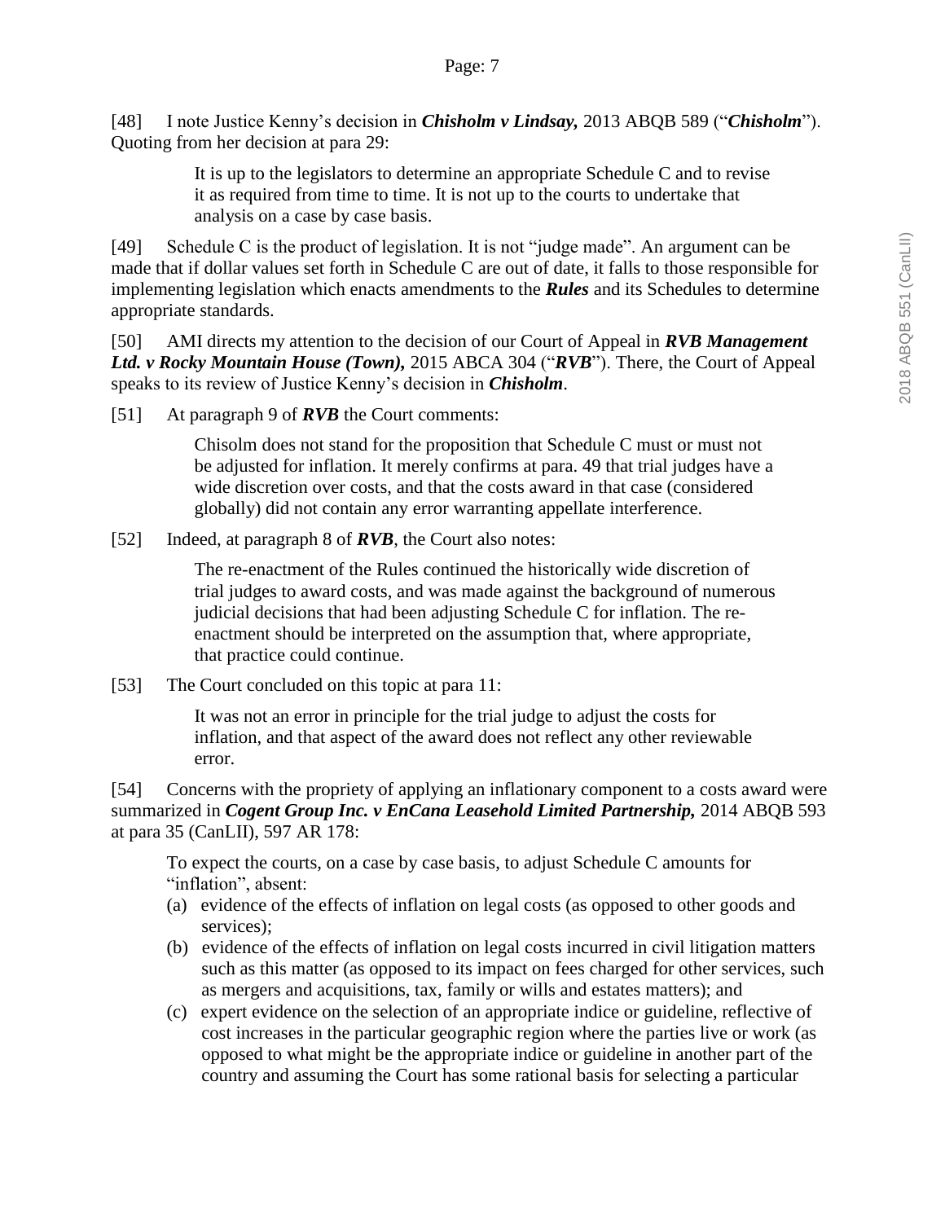[48] I note Justice Kenny's decision in ***Chisholm v Lindsay,*** 2013 ABQB 589 ("***Chisholm***"). Quoting from her decision at para 29:

> It is up to the legislators to determine an appropriate Schedule C and to revise it as required from time to time. It is not up to the courts to undertake that analysis on a case by case basis.

[49] Schedule C is the product of legislation. It is not "judge made". An argument can be made that if dollar values set forth in Schedule C are out of date, it falls to those responsible for implementing legislation which enacts amendments to the ***Rules*** and its Schedules to determine appropriate standards.

[50] AMI directs my attention to the decision of our Court of Appeal in ***RVB Management Ltd. v Rocky Mountain House (Town),*** 2015 ABCA 304 ("***RVB***"). There, the Court of Appeal speaks to its review of Justice Kenny's decision in ***Chisholm***.

[51] At paragraph 9 of ***RVB*** the Court comments:

> Chisolm does not stand for the proposition that Schedule C must or must not be adjusted for inflation. It merely confirms at para. 49 that trial judges have a wide discretion over costs, and that the costs award in that case (considered globally) did not contain any error warranting appellate interference.

[52] Indeed, at paragraph 8 of ***RVB***, the Court also notes:

> The re-enactment of the Rules continued the historically wide discretion of trial judges to award costs, and was made against the background of numerous judicial decisions that had been adjusting Schedule C for inflation. The re-enactment should be interpreted on the assumption that, where appropriate, that practice could continue.

[53] The Court concluded on this topic at para 11:

> It was not an error in principle for the trial judge to adjust the costs for inflation, and that aspect of the award does not reflect any other reviewable error.

[54] Concerns with the propriety of applying an inflationary component to a costs award were summarized in ***Cogent Group Inc. v EnCana Leasehold Limited Partnership,*** 2014 ABQB 593 at para 35 (CanLII), 597 AR 178:

> To expect the courts, on a case by case basis, to adjust Schedule C amounts for "inflation", absent:
>
> (a) evidence of the effects of inflation on legal costs (as opposed to other goods and services);
>
> (b) evidence of the effects of inflation on legal costs incurred in civil litigation matters such as this matter (as opposed to its impact on fees charged for other services, such as mergers and acquisitions, tax, family or wills and estates matters); and
>
> (c) expert evidence on the selection of an appropriate indice or guideline, reflective of cost increases in the particular geographic region where the parties live or work (as opposed to what might be the appropriate indice or guideline in another part of the country and assuming the Court has some rational basis for selecting a particular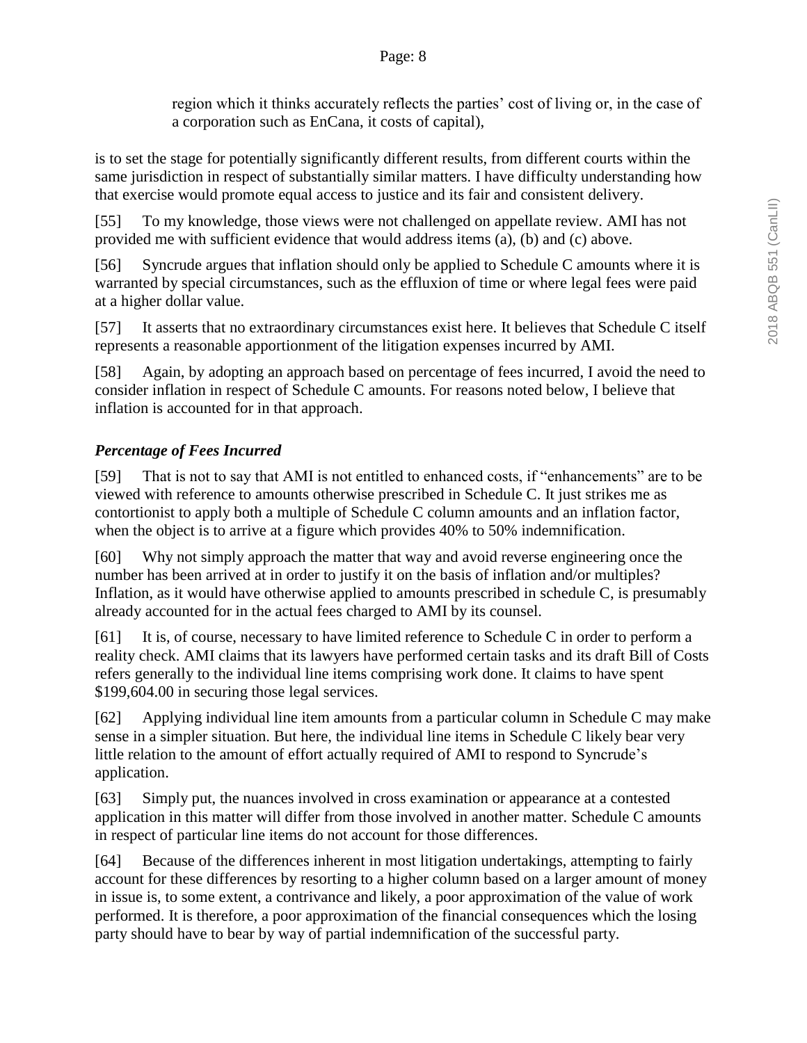region which it thinks accurately reflects the parties' cost of living or, in the case of a corporation such as EnCana, it costs of capital),

is to set the stage for potentially significantly different results, from different courts within the same jurisdiction in respect of substantially similar matters. I have difficulty understanding how that exercise would promote equal access to justice and its fair and consistent delivery.

[55] To my knowledge, those views were not challenged on appellate review. AMI has not provided me with sufficient evidence that would address items (a), (b) and (c) above.

[56] Syncrude argues that inflation should only be applied to Schedule C amounts where it is warranted by special circumstances, such as the effluxion of time or where legal fees were paid at a higher dollar value.

[57] It asserts that no extraordinary circumstances exist here. It believes that Schedule C itself represents a reasonable apportionment of the litigation expenses incurred by AMI.

[58] Again, by adopting an approach based on percentage of fees incurred, I avoid the need to consider inflation in respect of Schedule C amounts. For reasons noted below, I believe that inflation is accounted for in that approach.

### *Percentage of Fees Incurred*

[59] That is not to say that AMI is not entitled to enhanced costs, if "enhancements" are to be viewed with reference to amounts otherwise prescribed in Schedule C. It just strikes me as contortionist to apply both a multiple of Schedule C column amounts and an inflation factor, when the object is to arrive at a figure which provides 40% to 50% indemnification.

[60] Why not simply approach the matter that way and avoid reverse engineering once the number has been arrived at in order to justify it on the basis of inflation and/or multiples? Inflation, as it would have otherwise applied to amounts prescribed in schedule C, is presumably already accounted for in the actual fees charged to AMI by its counsel.

[61] It is, of course, necessary to have limited reference to Schedule C in order to perform a reality check. AMI claims that its lawyers have performed certain tasks and its draft Bill of Costs refers generally to the individual line items comprising work done. It claims to have spent $199,604.00 in securing those legal services.

[62] Applying individual line item amounts from a particular column in Schedule C may make sense in a simpler situation. But here, the individual line items in Schedule C likely bear very little relation to the amount of effort actually required of AMI to respond to Syncrude's application.

[63] Simply put, the nuances involved in cross examination or appearance at a contested application in this matter will differ from those involved in another matter. Schedule C amounts in respect of particular line items do not account for those differences.

[64] Because of the differences inherent in most litigation undertakings, attempting to fairly account for these differences by resorting to a higher column based on a larger amount of money in issue is, to some extent, a contrivance and likely, a poor approximation of the value of work performed. It is therefore, a poor approximation of the financial consequences which the losing party should have to bear by way of partial indemnification of the successful party.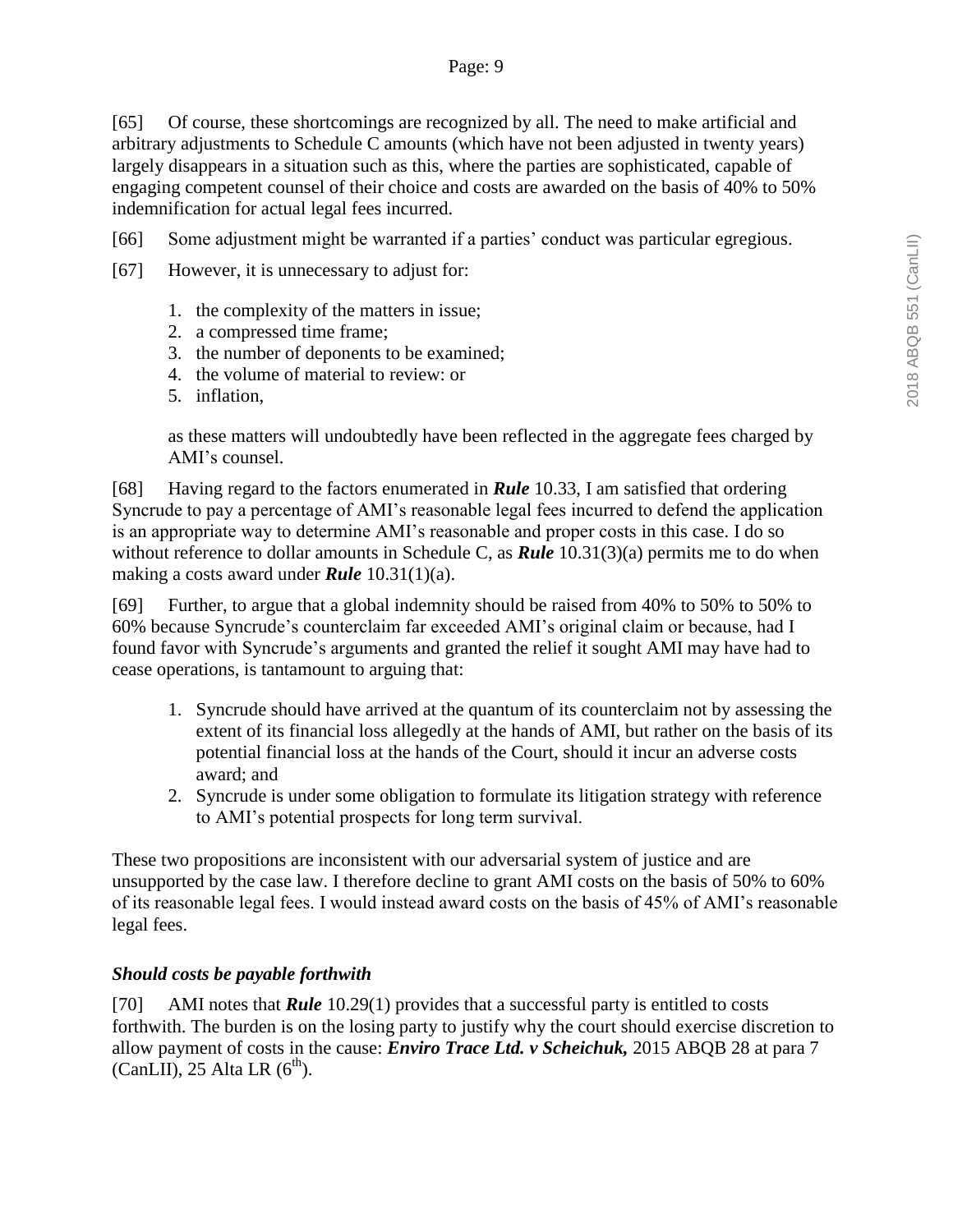[65] Of course, these shortcomings are recognized by all. The need to make artificial and arbitrary adjustments to Schedule C amounts (which have not been adjusted in twenty years) largely disappears in a situation such as this, where the parties are sophisticated, capable of engaging competent counsel of their choice and costs are awarded on the basis of 40% to 50% indemnification for actual legal fees incurred.

[66] Some adjustment might be warranted if a parties' conduct was particular egregious.

[67] However, it is unnecessary to adjust for:

1. the complexity of the matters in issue;
2. a compressed time frame;
3. the number of deponents to be examined;
4. the volume of material to review: or
5. inflation,

as these matters will undoubtedly have been reflected in the aggregate fees charged by AMI's counsel.

[68] Having regard to the factors enumerated in ***Rule*** 10.33, I am satisfied that ordering Syncrude to pay a percentage of AMI's reasonable legal fees incurred to defend the application is an appropriate way to determine AMI's reasonable and proper costs in this case. I do so without reference to dollar amounts in Schedule C, as ***Rule*** 10.31(3)(a) permits me to do when making a costs award under ***Rule*** 10.31(1)(a).

[69] Further, to argue that a global indemnity should be raised from 40% to 50% to 50% to 60% because Syncrude's counterclaim far exceeded AMI's original claim or because, had I found favor with Syncrude's arguments and granted the relief it sought AMI may have had to cease operations, is tantamount to arguing that:

1. Syncrude should have arrived at the quantum of its counterclaim not by assessing the extent of its financial loss allegedly at the hands of AMI, but rather on the basis of its potential financial loss at the hands of the Court, should it incur an adverse costs award; and
2. Syncrude is under some obligation to formulate its litigation strategy with reference to AMI's potential prospects for long term survival.

These two propositions are inconsistent with our adversarial system of justice and are unsupported by the case law. I therefore decline to grant AMI costs on the basis of 50% to 60% of its reasonable legal fees. I would instead award costs on the basis of 45% of AMI's reasonable legal fees.

### *Should costs be payable forthwith*

[70] AMI notes that ***Rule*** 10.29(1) provides that a successful party is entitled to costs forthwith. The burden is on the losing party to justify why the court should exercise discretion to allow payment of costs in the cause: ***Enviro Trace Ltd. v Scheichuk,*** 2015 ABQB 28 at para 7 (CanLII), 25 Alta LR (6th).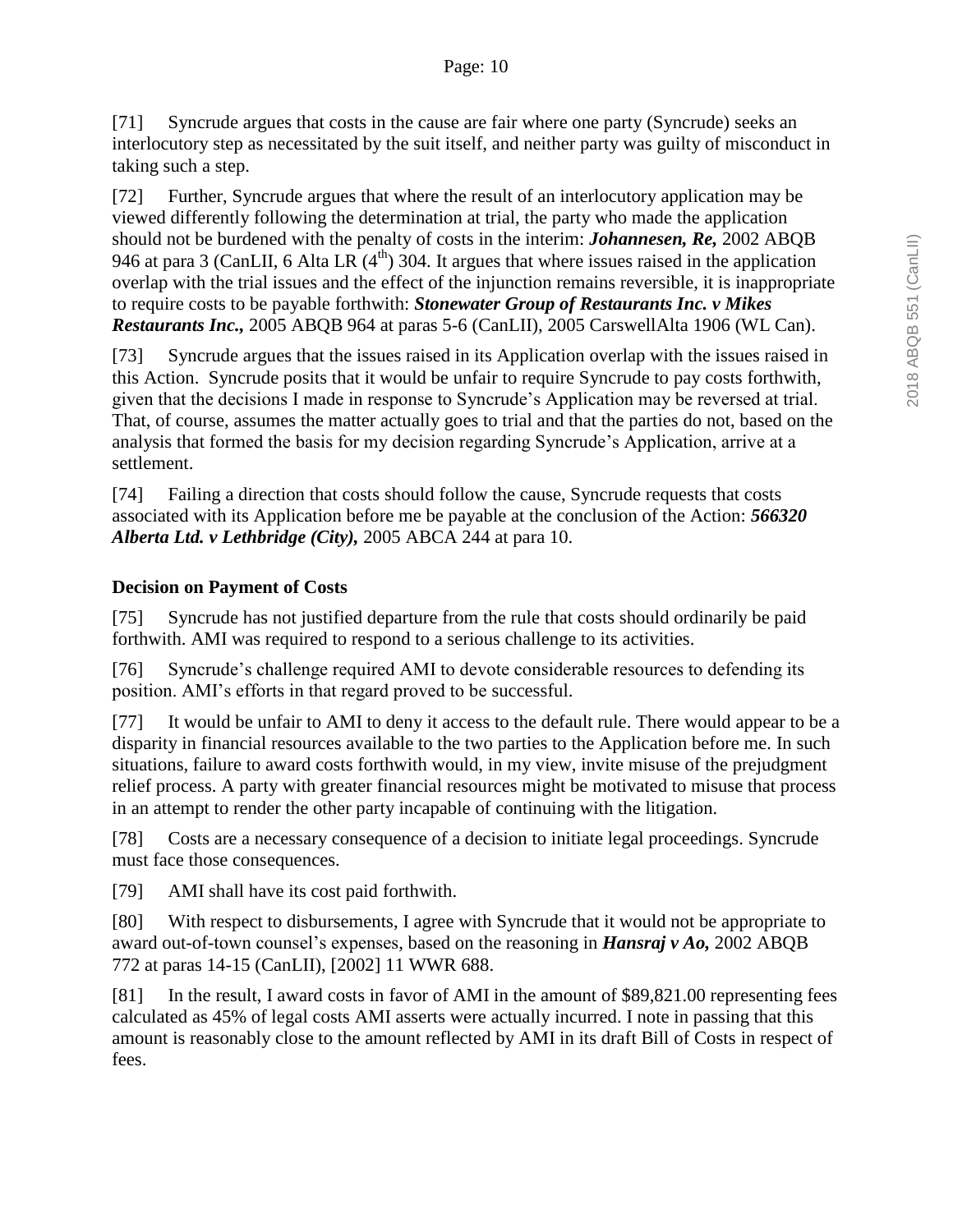[71] Syncrude argues that costs in the cause are fair where one party (Syncrude) seeks an interlocutory step as necessitated by the suit itself, and neither party was guilty of misconduct in taking such a step.

[72] Further, Syncrude argues that where the result of an interlocutory application may be viewed differently following the determination at trial, the party who made the application should not be burdened with the penalty of costs in the interim: ***Johannesen, Re,*** 2002 ABQB 946 at para 3 (CanLII, 6 Alta LR (4th) 304. It argues that where issues raised in the application overlap with the trial issues and the effect of the injunction remains reversible, it is inappropriate to require costs to be payable forthwith: ***Stonewater Group of Restaurants Inc. v Mikes Restaurants Inc.,*** 2005 ABQB 964 at paras 5-6 (CanLII), 2005 CarswellAlta 1906 (WL Can).

[73] Syncrude argues that the issues raised in its Application overlap with the issues raised in this Action. Syncrude posits that it would be unfair to require Syncrude to pay costs forthwith, given that the decisions I made in response to Syncrude's Application may be reversed at trial. That, of course, assumes the matter actually goes to trial and that the parties do not, based on the analysis that formed the basis for my decision regarding Syncrude's Application, arrive at a settlement.

[74] Failing a direction that costs should follow the cause, Syncrude requests that costs associated with its Application before me be payable at the conclusion of the Action: ***566320 Alberta Ltd. v Lethbridge (City),*** 2005 ABCA 244 at para 10.

**Decision on Payment of Costs**

[75] Syncrude has not justified departure from the rule that costs should ordinarily be paid forthwith. AMI was required to respond to a serious challenge to its activities.

[76] Syncrude's challenge required AMI to devote considerable resources to defending its position. AMI's efforts in that regard proved to be successful.

[77] It would be unfair to AMI to deny it access to the default rule. There would appear to be a disparity in financial resources available to the two parties to the Application before me. In such situations, failure to award costs forthwith would, in my view, invite misuse of the prejudgment relief process. A party with greater financial resources might be motivated to misuse that process in an attempt to render the other party incapable of continuing with the litigation.

[78] Costs are a necessary consequence of a decision to initiate legal proceedings. Syncrude must face those consequences.

[79] AMI shall have its cost paid forthwith.

[80] With respect to disbursements, I agree with Syncrude that it would not be appropriate to award out-of-town counsel's expenses, based on the reasoning in ***Hansraj v Ao,*** 2002 ABQB 772 at paras 14-15 (CanLII), [2002] 11 WWR 688.

[81] In the result, I award costs in favor of AMI in the amount of $89,821.00 representing fees calculated as 45% of legal costs AMI asserts were actually incurred. I note in passing that this amount is reasonably close to the amount reflected by AMI in its draft Bill of Costs in respect of fees.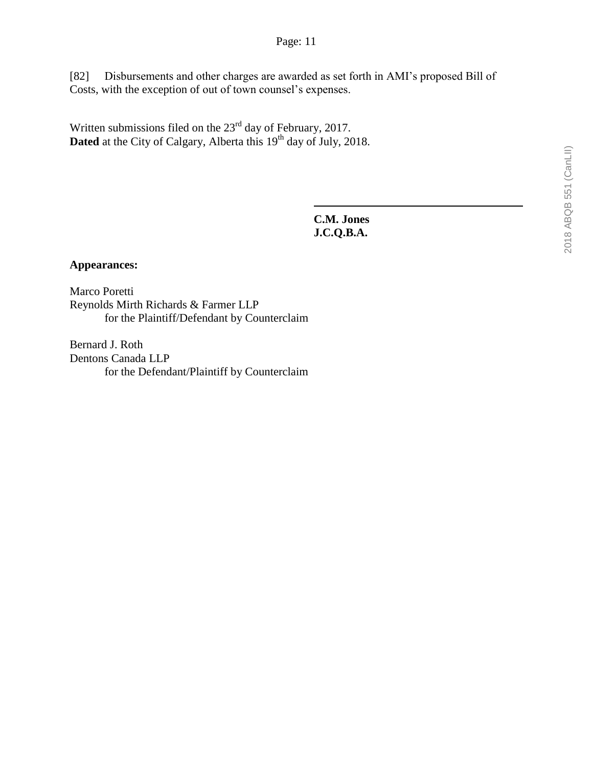[82] Disbursements and other charges are awarded as set forth in AMI's proposed Bill of Costs, with the exception of out of town counsel's expenses.

Written submissions filed on the 23rd day of February, 2017.
**Dated** at the City of Calgary, Alberta this 19th day of July, 2018.

**C.M. Jones**
**J.C.Q.B.A.**

**Appearances:**

Marco Poretti
Reynolds Mirth Richards & Farmer LLP
for the Plaintiff/Defendant by Counterclaim

Bernard J. Roth
Dentons Canada LLP
for the Defendant/Plaintiff by Counterclaim